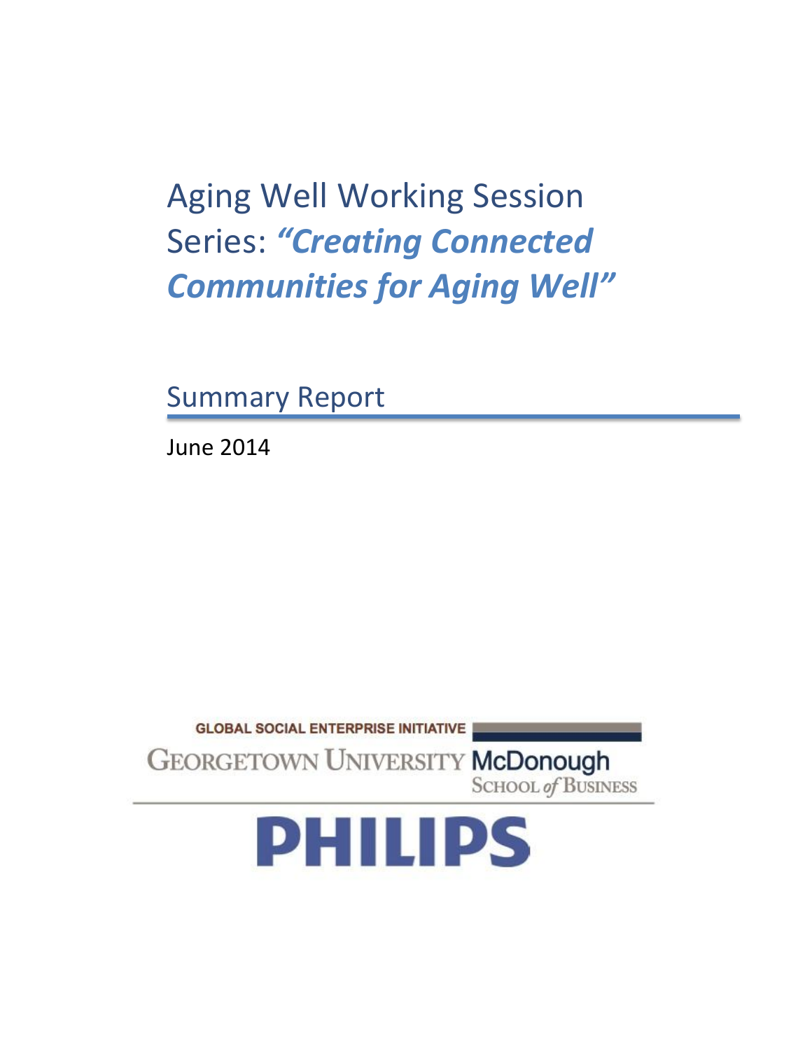# Aging Well Working Session Series: *"Creating Connected Communities for Aging Well"*

## Summary Report

June 2014

GLOBAL SOCIAL ENTERPRISE INITIATIVE

GEORGETOWN UNIVERSITY McDonough SCHOOL of BUSINESS

PHILIPS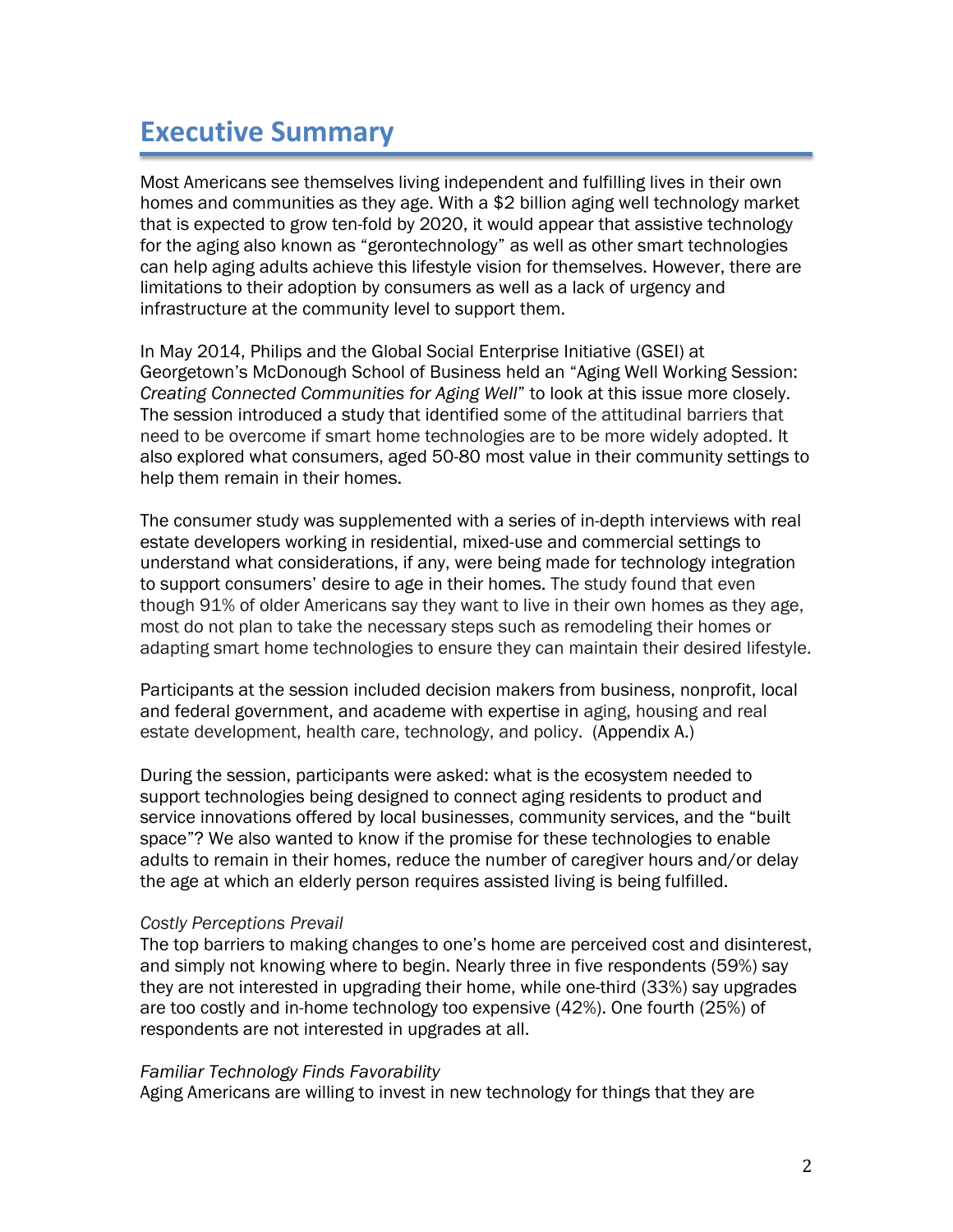# Executive Summary

Most Americans see themselves living independent and fulfilling lives in their own homes and communities as they age. With a $2 billion aging well technology market that is expected to grow ten-fold by 2020, it would appear that assistive technology for the aging also known as "gerontechnology" as well as other smart technologies can help aging adults achieve this lifestyle vision for themselves. However, there are limitations to their adoption by consumers as well as a lack of urgency and infrastructure at the community level to support them.

In May 2014, Philips and the Global Social Enterprise Initiative (GSEI) at Georgetown's McDonough School of Business held an "Aging Well Working Session: *Creating Connected Communities for Aging Well*" to look at this issue more closely. The session introduced a study that identified some of the attitudinal barriers that need to be overcome if smart home technologies are to be more widely adopted. It also explored what consumers, aged 50-80 most value in their community settings to help them remain in their homes.

The consumer study was supplemented with a series of in-depth interviews with real estate developers working in residential, mixed-use and commercial settings to understand what considerations, if any, were being made for technology integration to support consumers' desire to age in their homes. The study found that even though 91% of older Americans say they want to live in their own homes as they age, most do not plan to take the necessary steps such as remodeling their homes or adapting smart home technologies to ensure they can maintain their desired lifestyle.

Participants at the session included decision makers from business, nonprofit, local and federal government, and academe with expertise in aging, housing and real estate development, health care, technology, and policy. (Appendix A.)

During the session, participants were asked: what is the ecosystem needed to support technologies being designed to connect aging residents to product and service innovations offered by local businesses, community services, and the "built space"? We also wanted to know if the promise for these technologies to enable adults to remain in their homes, reduce the number of caregiver hours and/or delay the age at which an elderly person requires assisted living is being fulfilled.

*Costly Perceptions Prevail*

The top barriers to making changes to one's home are perceived cost and disinterest, and simply not knowing where to begin. Nearly three in five respondents (59%) say they are not interested in upgrading their home, while one-third (33%) say upgrades are too costly and in-home technology too expensive (42%). One fourth (25%) of respondents are not interested in upgrades at all.

*Familiar Technology Finds Favorability*

Aging Americans are willing to invest in new technology for things that they are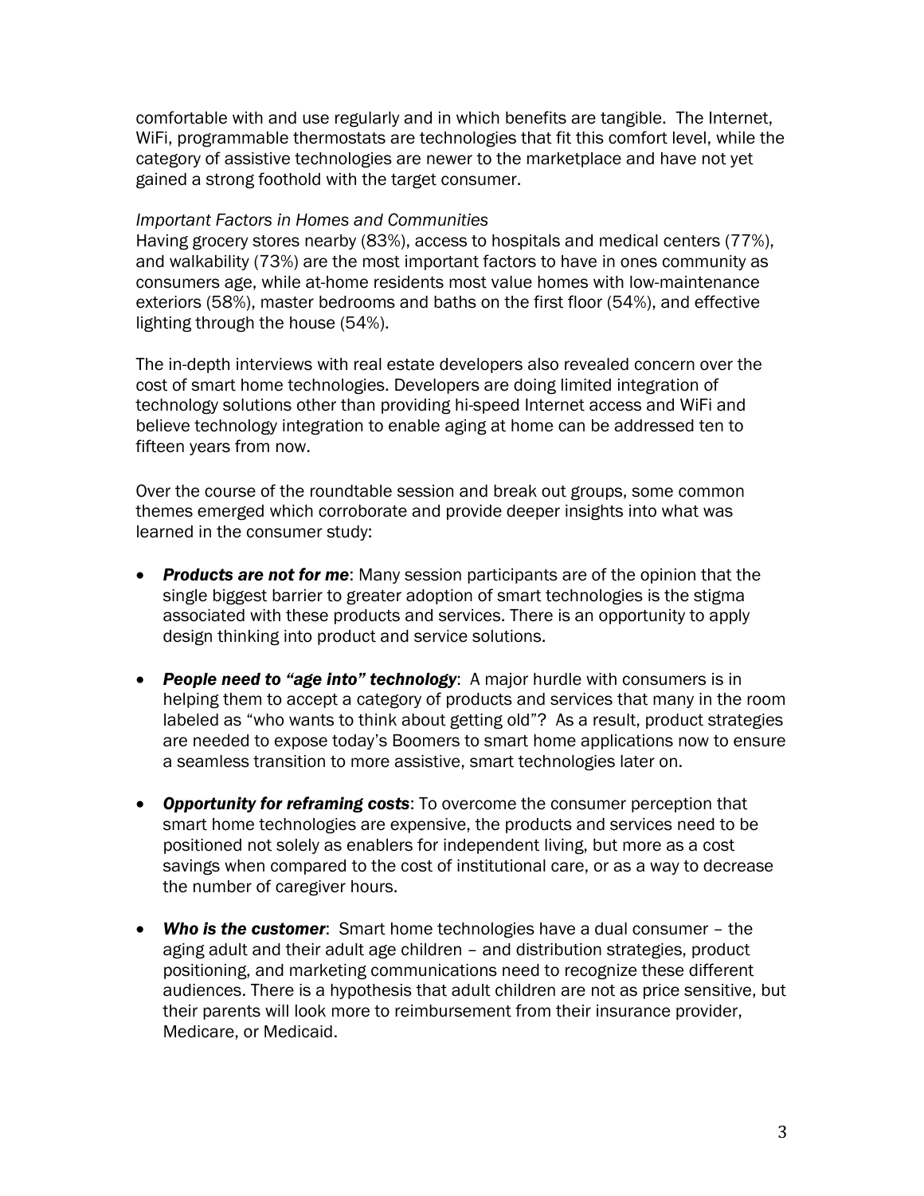comfortable with and use regularly and in which benefits are tangible. The Internet, WiFi, programmable thermostats are technologies that fit this comfort level, while the category of assistive technologies are newer to the marketplace and have not yet gained a strong foothold with the target consumer.

*Important Factors in Homes and Communities*

Having grocery stores nearby (83%), access to hospitals and medical centers (77%), and walkability (73%) are the most important factors to have in ones community as consumers age, while at-home residents most value homes with low-maintenance exteriors (58%), master bedrooms and baths on the first floor (54%), and effective lighting through the house (54%).

The in-depth interviews with real estate developers also revealed concern over the cost of smart home technologies. Developers are doing limited integration of technology solutions other than providing hi-speed Internet access and WiFi and believe technology integration to enable aging at home can be addressed ten to fifteen years from now.

Over the course of the roundtable session and break out groups, some common themes emerged which corroborate and provide deeper insights into what was learned in the consumer study:

- ***Products are not for me***: Many session participants are of the opinion that the single biggest barrier to greater adoption of smart technologies is the stigma associated with these products and services. There is an opportunity to apply design thinking into product and service solutions.

- ***People need to "age into" technology***: A major hurdle with consumers is in helping them to accept a category of products and services that many in the room labeled as "who wants to think about getting old"? As a result, product strategies are needed to expose today's Boomers to smart home applications now to ensure a seamless transition to more assistive, smart technologies later on.

- ***Opportunity for reframing costs***: To overcome the consumer perception that smart home technologies are expensive, the products and services need to be positioned not solely as enablers for independent living, but more as a cost savings when compared to the cost of institutional care, or as a way to decrease the number of caregiver hours.

- ***Who is the customer***: Smart home technologies have a dual consumer – the aging adult and their adult age children – and distribution strategies, product positioning, and marketing communications need to recognize these different audiences. There is a hypothesis that adult children are not as price sensitive, but their parents will look more to reimbursement from their insurance provider, Medicare, or Medicaid.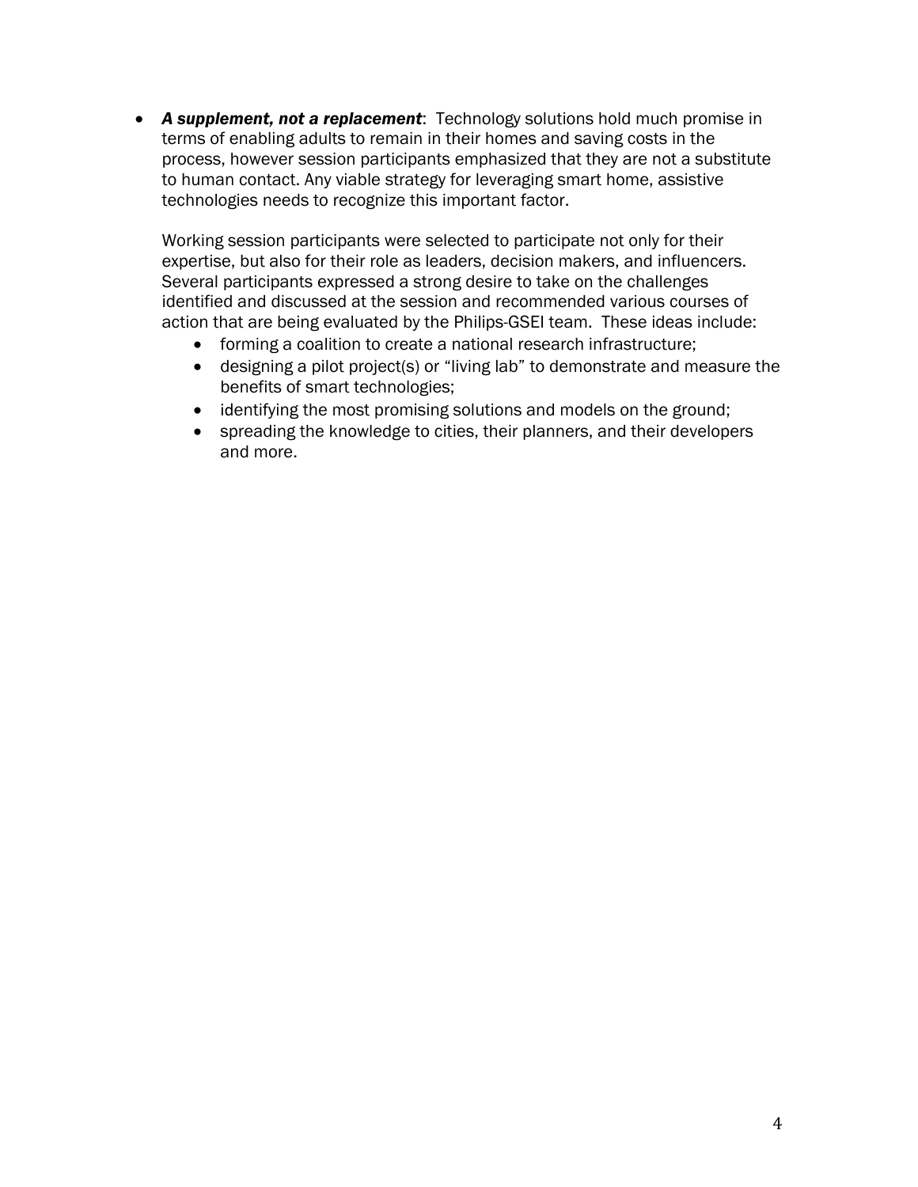- ***A supplement, not a replacement***: Technology solutions hold much promise in terms of enabling adults to remain in their homes and saving costs in the process, however session participants emphasized that they are not a substitute to human contact. Any viable strategy for leveraging smart home, assistive technologies needs to recognize this important factor.

  Working session participants were selected to participate not only for their expertise, but also for their role as leaders, decision makers, and influencers. Several participants expressed a strong desire to take on the challenges identified and discussed at the session and recommended various courses of action that are being evaluated by the Philips-GSEI team. These ideas include:

  - forming a coalition to create a national research infrastructure;
  - designing a pilot project(s) or "living lab" to demonstrate and measure the benefits of smart technologies;
  - identifying the most promising solutions and models on the ground;
  - spreading the knowledge to cities, their planners, and their developers and more.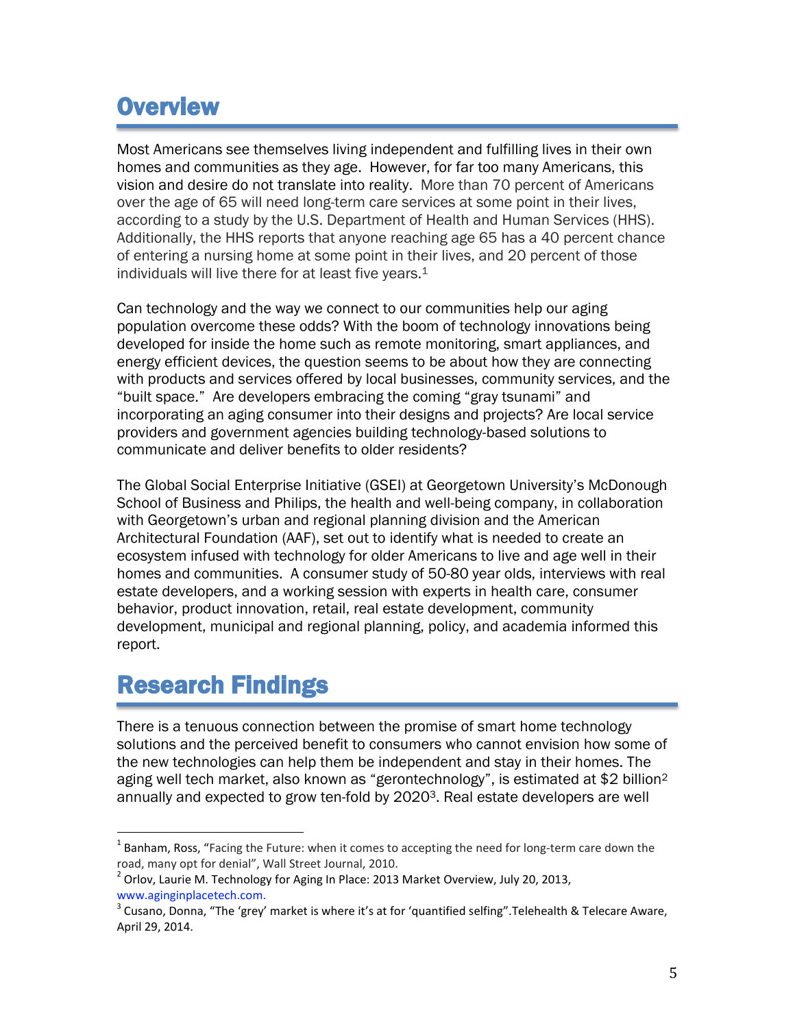# Overview

Most Americans see themselves living independent and fulfilling lives in their own homes and communities as they age. However, for far too many Americans, this vision and desire do not translate into reality. More than 70 percent of Americans over the age of 65 will need long-term care services at some point in their lives, according to a study by the U.S. Department of Health and Human Services (HHS). Additionally, the HHS reports that anyone reaching age 65 has a 40 percent chance of entering a nursing home at some point in their lives, and 20 percent of those individuals will live there for at least five years.[1]

Can technology and the way we connect to our communities help our aging population overcome these odds? With the boom of technology innovations being developed for inside the home such as remote monitoring, smart appliances, and energy efficient devices, the question seems to be about how they are connecting with products and services offered by local businesses, community services, and the "built space." Are developers embracing the coming "gray tsunami" and incorporating an aging consumer into their designs and projects? Are local service providers and government agencies building technology-based solutions to communicate and deliver benefits to older residents?

The Global Social Enterprise Initiative (GSEI) at Georgetown University's McDonough School of Business and Philips, the health and well-being company, in collaboration with Georgetown's urban and regional planning division and the American Architectural Foundation (AAF), set out to identify what is needed to create an ecosystem infused with technology for older Americans to live and age well in their homes and communities. A consumer study of 50-80 year olds, interviews with real estate developers, and a working session with experts in health care, consumer behavior, product innovation, retail, real estate development, community development, municipal and regional planning, policy, and academia informed this report.

# Research Findings

There is a tenuous connection between the promise of smart home technology solutions and the perceived benefit to consumers who cannot envision how some of the new technologies can help them be independent and stay in their homes. The aging well tech market, also known as "gerontechnology", is estimated at $2 billion[2] annually and expected to grow ten-fold by 2020[3]. Real estate developers are well

---

[1] Banham, Ross, "Facing the Future: when it comes to accepting the need for long-term care down the road, many opt for denial", Wall Street Journal, 2010.

[2] Orlov, Laurie M. Technology for Aging In Place: 2013 Market Overview, July 20, 2013, www.aginginplacetech.com.

[3] Cusano, Donna, "The 'grey' market is where it's at for 'quantified selfing".Telehealth & Telecare Aware, April 29, 2014.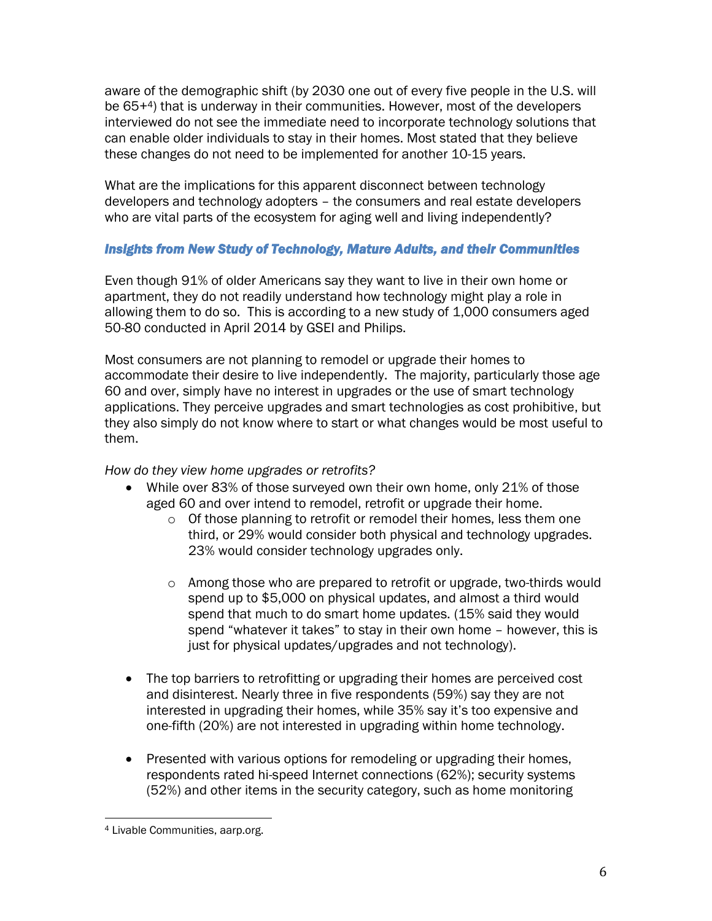aware of the demographic shift (by 2030 one out of every five people in the U.S. will be 65+[4]) that is underway in their communities. However, most of the developers interviewed do not see the immediate need to incorporate technology solutions that can enable older individuals to stay in their homes. Most stated that they believe these changes do not need to be implemented for another 10-15 years.

What are the implications for this apparent disconnect between technology developers and technology adopters – the consumers and real estate developers who are vital parts of the ecosystem for aging well and living independently?

### *Insights from New Study of Technology, Mature Adults, and their Communities*

Even though 91% of older Americans say they want to live in their own home or apartment, they do not readily understand how technology might play a role in allowing them to do so. This is according to a new study of 1,000 consumers aged 50-80 conducted in April 2014 by GSEI and Philips.

Most consumers are not planning to remodel or upgrade their homes to accommodate their desire to live independently. The majority, particularly those age 60 and over, simply have no interest in upgrades or the use of smart technology applications. They perceive upgrades and smart technologies as cost prohibitive, but they also simply do not know where to start or what changes would be most useful to them.

*How do they view home upgrades or retrofits?*

- While over 83% of those surveyed own their own home, only 21% of those aged 60 and over intend to remodel, retrofit or upgrade their home.
  - Of those planning to retrofit or remodel their homes, less them one third, or 29% would consider both physical and technology upgrades. 23% would consider technology upgrades only.
  - Among those who are prepared to retrofit or upgrade, two-thirds would spend up to $5,000 on physical updates, and almost a third would spend that much to do smart home updates. (15% said they would spend "whatever it takes" to stay in their own home – however, this is just for physical updates/upgrades and not technology).
- The top barriers to retrofitting or upgrading their homes are perceived cost and disinterest. Nearly three in five respondents (59%) say they are not interested in upgrading their homes, while 35% say it's too expensive and one-fifth (20%) are not interested in upgrading within home technology.
- Presented with various options for remodeling or upgrading their homes, respondents rated hi-speed Internet connections (62%); security systems (52%) and other items in the security category, such as home monitoring

---

[4] Livable Communities, aarp.org.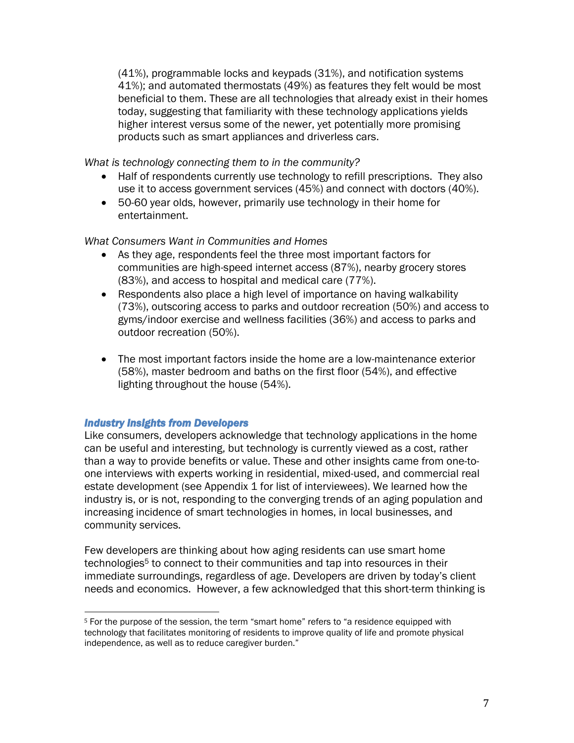(41%), programmable locks and keypads (31%), and notification systems 41%); and automated thermostats (49%) as features they felt would be most beneficial to them. These are all technologies that already exist in their homes today, suggesting that familiarity with these technology applications yields higher interest versus some of the newer, yet potentially more promising products such as smart appliances and driverless cars.

*What is technology connecting them to in the community?*

- Half of respondents currently use technology to refill prescriptions. They also use it to access government services (45%) and connect with doctors (40%).
- 50-60 year olds, however, primarily use technology in their home for entertainment.

*What Consumers Want in Communities and Homes*

- As they age, respondents feel the three most important factors for communities are high-speed internet access (87%), nearby grocery stores (83%), and access to hospital and medical care (77%).
- Respondents also place a high level of importance on having walkability (73%), outscoring access to parks and outdoor recreation (50%) and access to gyms/indoor exercise and wellness facilities (36%) and access to parks and outdoor recreation (50%).

- The most important factors inside the home are a low-maintenance exterior (58%), master bedroom and baths on the first floor (54%), and effective lighting throughout the house (54%).

### *Industry Insights from Developers*

Like consumers, developers acknowledge that technology applications in the home can be useful and interesting, but technology is currently viewed as a cost, rather than a way to provide benefits or value. These and other insights came from one-to-one interviews with experts working in residential, mixed-used, and commercial real estate development (see Appendix 1 for list of interviewees). We learned how the industry is, or is not, responding to the converging trends of an aging population and increasing incidence of smart technologies in homes, in local businesses, and community services.

Few developers are thinking about how aging residents can use smart home technologies[5] to connect to their communities and tap into resources in their immediate surroundings, regardless of age. Developers are driven by today's client needs and economics. However, a few acknowledged that this short-term thinking is

[5] For the purpose of the session, the term "smart home" refers to "a residence equipped with technology that facilitates monitoring of residents to improve quality of life and promote physical independence, as well as to reduce caregiver burden."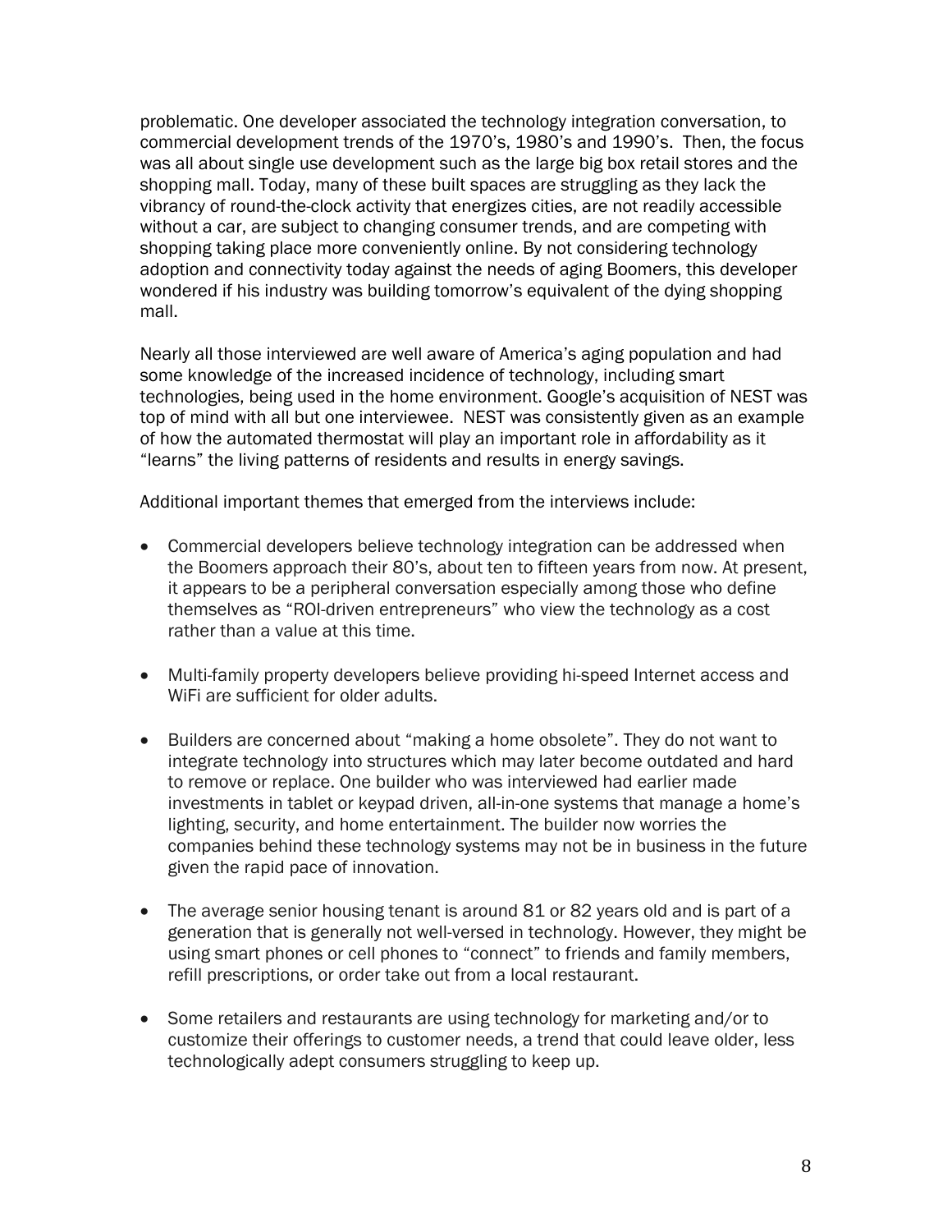problematic. One developer associated the technology integration conversation, to commercial development trends of the 1970's, 1980's and 1990's. Then, the focus was all about single use development such as the large big box retail stores and the shopping mall. Today, many of these built spaces are struggling as they lack the vibrancy of round-the-clock activity that energizes cities, are not readily accessible without a car, are subject to changing consumer trends, and are competing with shopping taking place more conveniently online. By not considering technology adoption and connectivity today against the needs of aging Boomers, this developer wondered if his industry was building tomorrow's equivalent of the dying shopping mall.

Nearly all those interviewed are well aware of America's aging population and had some knowledge of the increased incidence of technology, including smart technologies, being used in the home environment. Google's acquisition of NEST was top of mind with all but one interviewee. NEST was consistently given as an example of how the automated thermostat will play an important role in affordability as it "learns" the living patterns of residents and results in energy savings.

Additional important themes that emerged from the interviews include:

- Commercial developers believe technology integration can be addressed when the Boomers approach their 80's, about ten to fifteen years from now. At present, it appears to be a peripheral conversation especially among those who define themselves as "ROI-driven entrepreneurs" who view the technology as a cost rather than a value at this time.

- Multi-family property developers believe providing hi-speed Internet access and WiFi are sufficient for older adults.

- Builders are concerned about "making a home obsolete". They do not want to integrate technology into structures which may later become outdated and hard to remove or replace. One builder who was interviewed had earlier made investments in tablet or keypad driven, all-in-one systems that manage a home's lighting, security, and home entertainment. The builder now worries the companies behind these technology systems may not be in business in the future given the rapid pace of innovation.

- The average senior housing tenant is around 81 or 82 years old and is part of a generation that is generally not well-versed in technology. However, they might be using smart phones or cell phones to "connect" to friends and family members, refill prescriptions, or order take out from a local restaurant.

- Some retailers and restaurants are using technology for marketing and/or to customize their offerings to customer needs, a trend that could leave older, less technologically adept consumers struggling to keep up.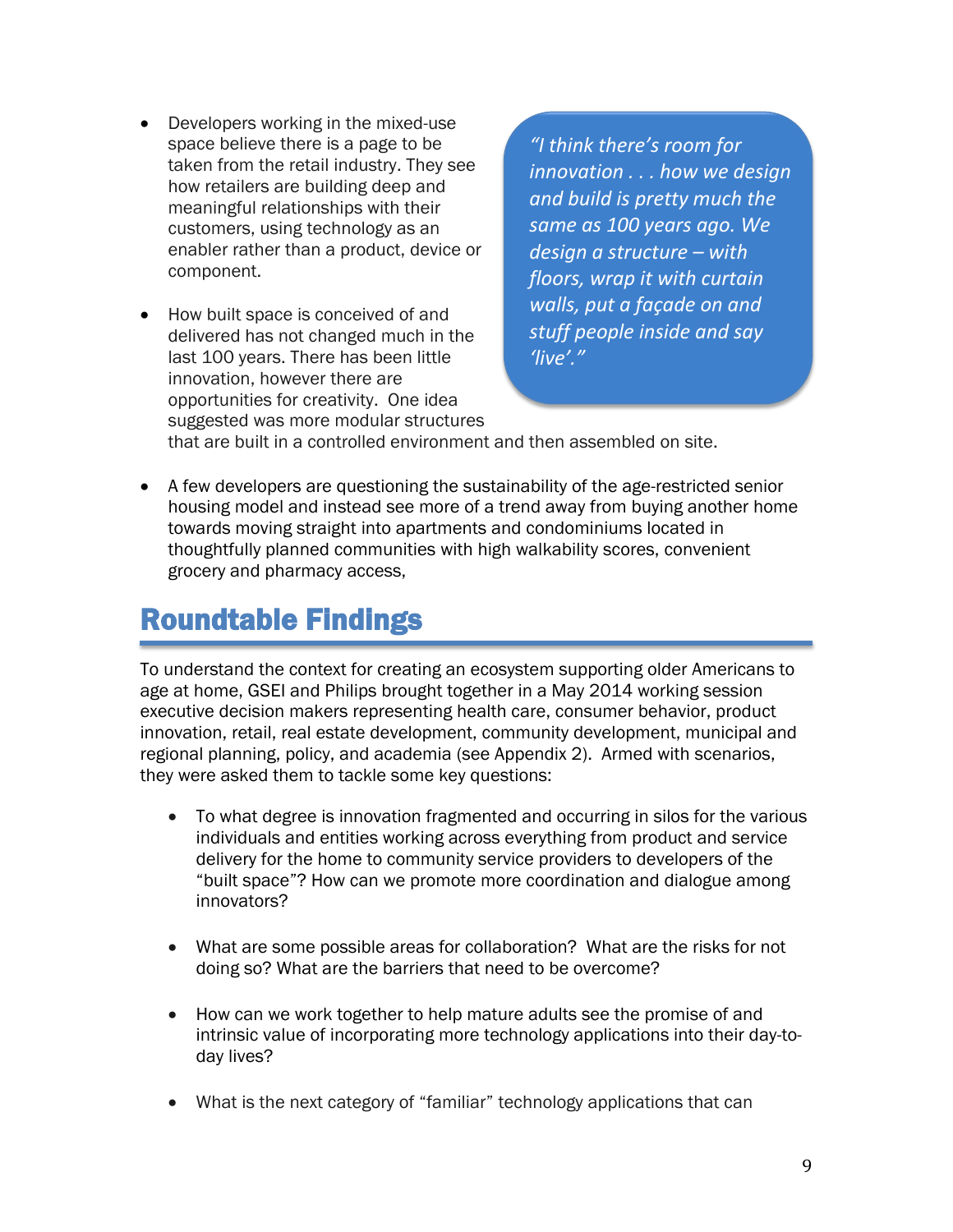- Developers working in the mixed-use space believe there is a page to be taken from the retail industry. They see how retailers are building deep and meaningful relationships with their customers, using technology as an enabler rather than a product, device or component.

- How built space is conceived of and delivered has not changed much in the last 100 years. There has been little innovation, however there are opportunities for creativity. One idea suggested was more modular structures that are built in a controlled environment and then assembled on site.

> *"I think there's room for innovation . . . how we design and build is pretty much the same as 100 years ago. We design a structure – with floors, wrap it with curtain walls, put a façade on and stuff people inside and say 'live'."*

- A few developers are questioning the sustainability of the age-restricted senior housing model and instead see more of a trend away from buying another home towards moving straight into apartments and condominiums located in thoughtfully planned communities with high walkability scores, convenient grocery and pharmacy access,

## Roundtable Findings

To understand the context for creating an ecosystem supporting older Americans to age at home, GSEI and Philips brought together in a May 2014 working session executive decision makers representing health care, consumer behavior, product innovation, retail, real estate development, community development, municipal and regional planning, policy, and academia (see Appendix 2). Armed with scenarios, they were asked them to tackle some key questions:

- To what degree is innovation fragmented and occurring in silos for the various individuals and entities working across everything from product and service delivery for the home to community service providers to developers of the "built space"? How can we promote more coordination and dialogue among innovators?

- What are some possible areas for collaboration? What are the risks for not doing so? What are the barriers that need to be overcome?

- How can we work together to help mature adults see the promise of and intrinsic value of incorporating more technology applications into their day-to-day lives?

- What is the next category of "familiar" technology applications that can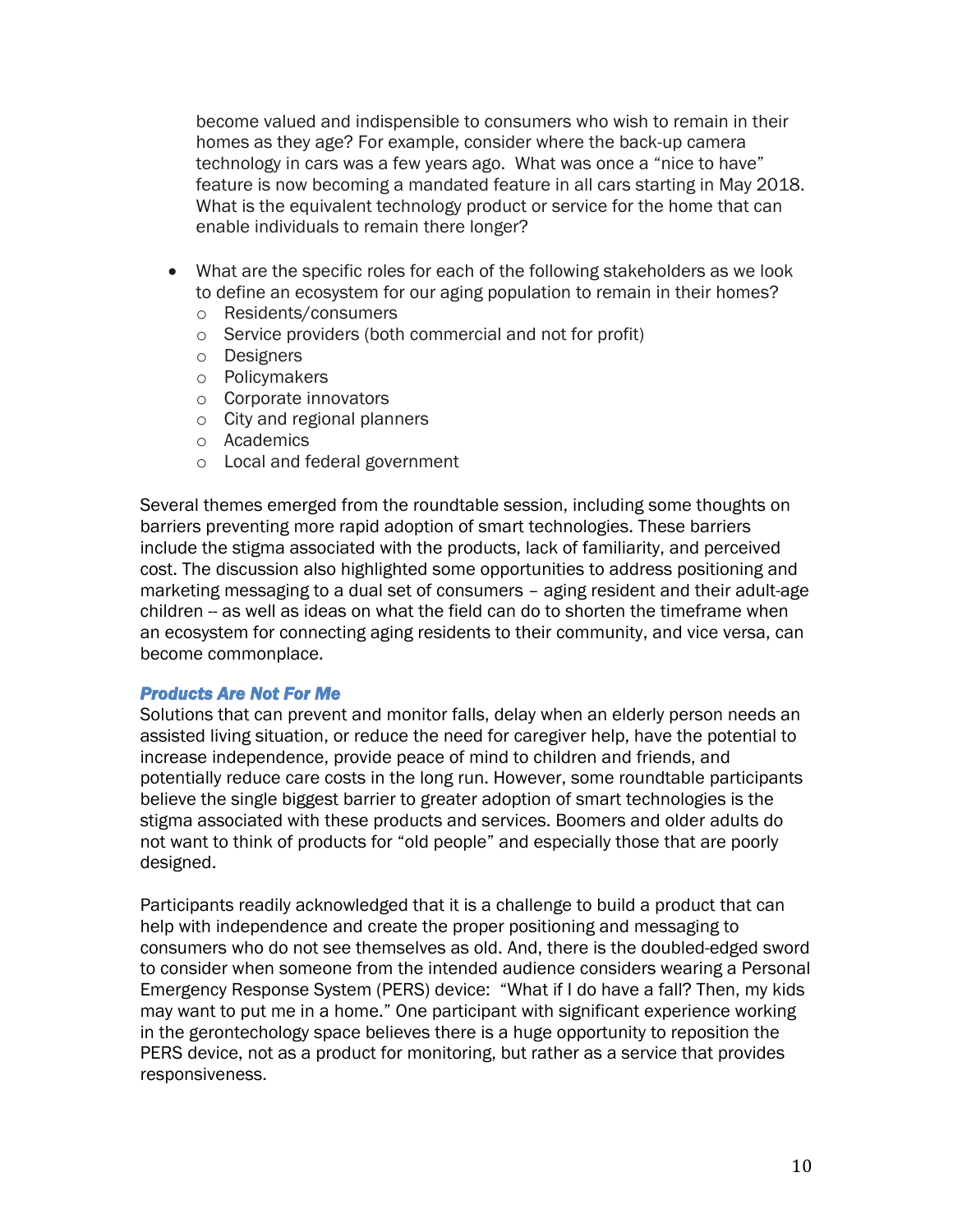become valued and indispensible to consumers who wish to remain in their homes as they age? For example, consider where the back-up camera technology in cars was a few years ago. What was once a "nice to have" feature is now becoming a mandated feature in all cars starting in May 2018. What is the equivalent technology product or service for the home that can enable individuals to remain there longer?

- What are the specific roles for each of the following stakeholders as we look to define an ecosystem for our aging population to remain in their homes?
  - Residents/consumers
  - Service providers (both commercial and not for profit)
  - Designers
  - Policymakers
  - Corporate innovators
  - City and regional planners
  - Academics
  - Local and federal government

Several themes emerged from the roundtable session, including some thoughts on barriers preventing more rapid adoption of smart technologies. These barriers include the stigma associated with the products, lack of familiarity, and perceived cost. The discussion also highlighted some opportunities to address positioning and marketing messaging to a dual set of consumers – aging resident and their adult-age children -- as well as ideas on what the field can do to shorten the timeframe when an ecosystem for connecting aging residents to their community, and vice versa, can become commonplace.

***Products Are Not For Me***

Solutions that can prevent and monitor falls, delay when an elderly person needs an assisted living situation, or reduce the need for caregiver help, have the potential to increase independence, provide peace of mind to children and friends, and potentially reduce care costs in the long run. However, some roundtable participants believe the single biggest barrier to greater adoption of smart technologies is the stigma associated with these products and services. Boomers and older adults do not want to think of products for "old people" and especially those that are poorly designed.

Participants readily acknowledged that it is a challenge to build a product that can help with independence and create the proper positioning and messaging to consumers who do not see themselves as old. And, there is the doubled-edged sword to consider when someone from the intended audience considers wearing a Personal Emergency Response System (PERS) device: "What if I do have a fall? Then, my kids may want to put me in a home." One participant with significant experience working in the gerontechology space believes there is a huge opportunity to reposition the PERS device, not as a product for monitoring, but rather as a service that provides responsiveness.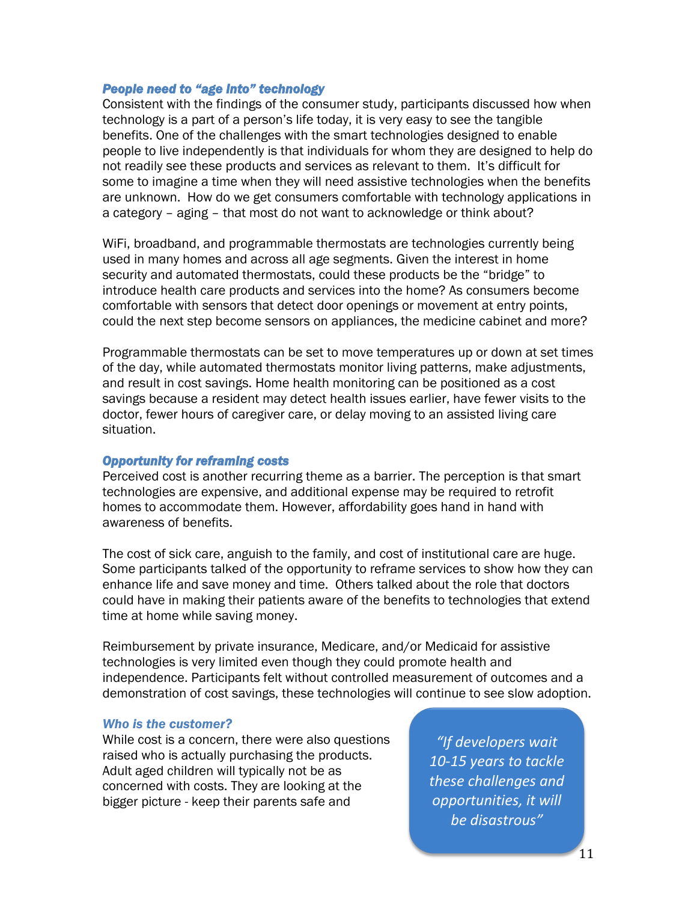### *People need to "age into" technology*

Consistent with the findings of the consumer study, participants discussed how when technology is a part of a person's life today, it is very easy to see the tangible benefits. One of the challenges with the smart technologies designed to enable people to live independently is that individuals for whom they are designed to help do not readily see these products and services as relevant to them. It's difficult for some to imagine a time when they will need assistive technologies when the benefits are unknown. How do we get consumers comfortable with technology applications in a category – aging – that most do not want to acknowledge or think about?

WiFi, broadband, and programmable thermostats are technologies currently being used in many homes and across all age segments. Given the interest in home security and automated thermostats, could these products be the "bridge" to introduce health care products and services into the home? As consumers become comfortable with sensors that detect door openings or movement at entry points, could the next step become sensors on appliances, the medicine cabinet and more?

Programmable thermostats can be set to move temperatures up or down at set times of the day, while automated thermostats monitor living patterns, make adjustments, and result in cost savings. Home health monitoring can be positioned as a cost savings because a resident may detect health issues earlier, have fewer visits to the doctor, fewer hours of caregiver care, or delay moving to an assisted living care situation.

### *Opportunity for reframing costs*

Perceived cost is another recurring theme as a barrier. The perception is that smart technologies are expensive, and additional expense may be required to retrofit homes to accommodate them. However, affordability goes hand in hand with awareness of benefits.

The cost of sick care, anguish to the family, and cost of institutional care are huge. Some participants talked of the opportunity to reframe services to show how they can enhance life and save money and time. Others talked about the role that doctors could have in making their patients aware of the benefits to technologies that extend time at home while saving money.

Reimbursement by private insurance, Medicare, and/or Medicaid for assistive technologies is very limited even though they could promote health and independence. Participants felt without controlled measurement of outcomes and a demonstration of cost savings, these technologies will continue to see slow adoption.

### *Who is the customer?*

While cost is a concern, there were also questions raised who is actually purchasing the products. Adult aged children will typically not be as concerned with costs. They are looking at the bigger picture - keep their parents safe and

> *"If developers wait 10-15 years to tackle these challenges and opportunities, it will be disastrous"*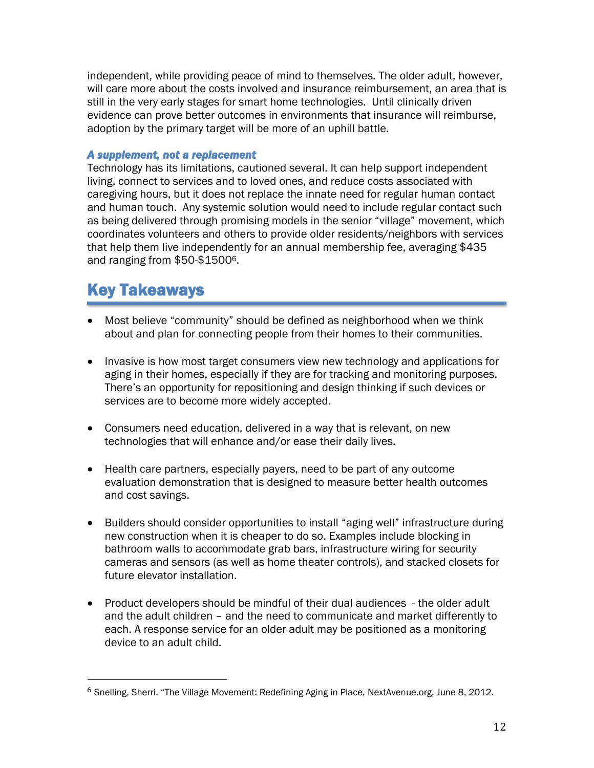independent, while providing peace of mind to themselves. The older adult, however, will care more about the costs involved and insurance reimbursement, an area that is still in the very early stages for smart home technologies. Until clinically driven evidence can prove better outcomes in environments that insurance will reimburse, adoption by the primary target will be more of an uphill battle.

***A supplement, not a replacement***

Technology has its limitations, cautioned several. It can help support independent living, connect to services and to loved ones, and reduce costs associated with caregiving hours, but it does not replace the innate need for regular human contact and human touch. Any systemic solution would need to include regular contact such as being delivered through promising models in the senior "village" movement, which coordinates volunteers and others to provide older residents/neighbors with services that help them live independently for an annual membership fee, averaging $435 and ranging from $50-$1500[6].

# Key Takeaways

- Most believe "community" should be defined as neighborhood when we think about and plan for connecting people from their homes to their communities.
- Invasive is how most target consumers view new technology and applications for aging in their homes, especially if they are for tracking and monitoring purposes. There's an opportunity for repositioning and design thinking if such devices or services are to become more widely accepted.
- Consumers need education, delivered in a way that is relevant, on new technologies that will enhance and/or ease their daily lives.
- Health care partners, especially payers, need to be part of any outcome evaluation demonstration that is designed to measure better health outcomes and cost savings.
- Builders should consider opportunities to install "aging well" infrastructure during new construction when it is cheaper to do so. Examples include blocking in bathroom walls to accommodate grab bars, infrastructure wiring for security cameras and sensors (as well as home theater controls), and stacked closets for future elevator installation.
- Product developers should be mindful of their dual audiences - the older adult and the adult children – and the need to communicate and market differently to each. A response service for an older adult may be positioned as a monitoring device to an adult child.

---

[6] Snelling, Sherri. "The Village Movement: Redefining Aging in Place, NextAvenue.org, June 8, 2012.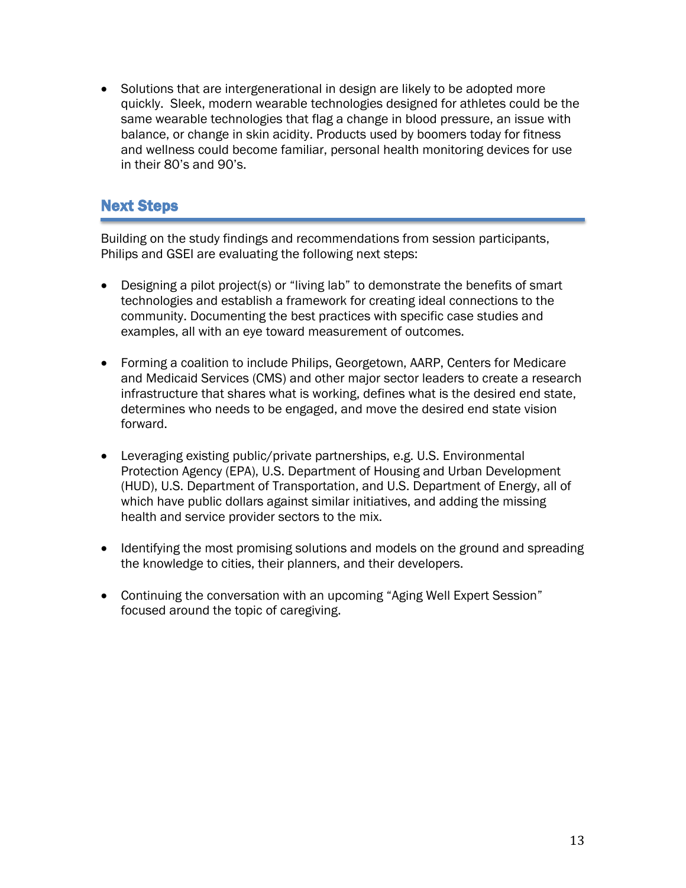- Solutions that are intergenerational in design are likely to be adopted more quickly. Sleek, modern wearable technologies designed for athletes could be the same wearable technologies that flag a change in blood pressure, an issue with balance, or change in skin acidity. Products used by boomers today for fitness and wellness could become familiar, personal health monitoring devices for use in their 80's and 90's.

## Next Steps

Building on the study findings and recommendations from session participants, Philips and GSEI are evaluating the following next steps:

- Designing a pilot project(s) or "living lab" to demonstrate the benefits of smart technologies and establish a framework for creating ideal connections to the community. Documenting the best practices with specific case studies and examples, all with an eye toward measurement of outcomes.

- Forming a coalition to include Philips, Georgetown, AARP, Centers for Medicare and Medicaid Services (CMS) and other major sector leaders to create a research infrastructure that shares what is working, defines what is the desired end state, determines who needs to be engaged, and move the desired end state vision forward.

- Leveraging existing public/private partnerships, e.g. U.S. Environmental Protection Agency (EPA), U.S. Department of Housing and Urban Development (HUD), U.S. Department of Transportation, and U.S. Department of Energy, all of which have public dollars against similar initiatives, and adding the missing health and service provider sectors to the mix.

- Identifying the most promising solutions and models on the ground and spreading the knowledge to cities, their planners, and their developers.

- Continuing the conversation with an upcoming "Aging Well Expert Session" focused around the topic of caregiving.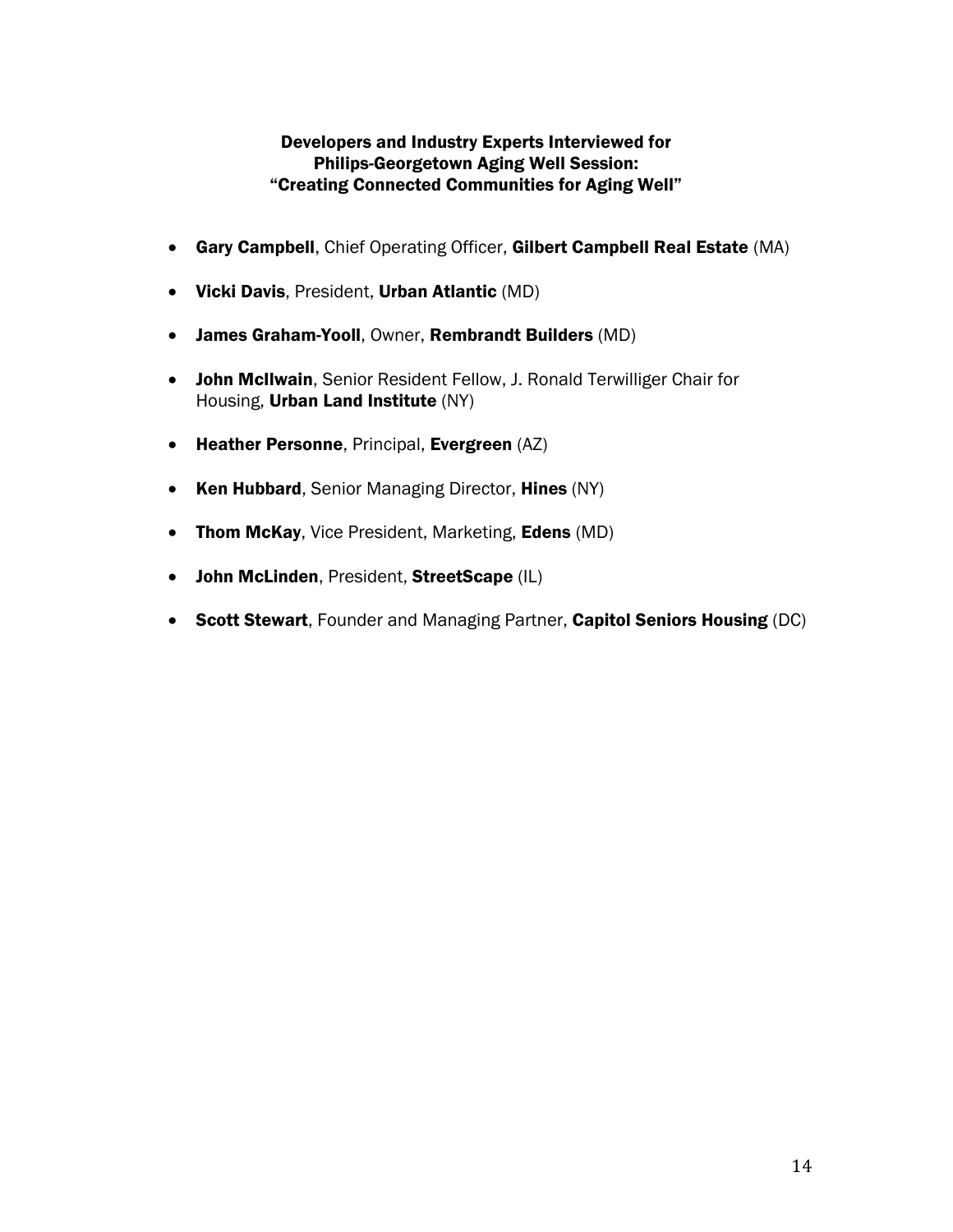### Developers and Industry Experts Interviewed for Philips-Georgetown Aging Well Session: "Creating Connected Communities for Aging Well"

- **Gary Campbell**, Chief Operating Officer, **Gilbert Campbell Real Estate** (MA)
- **Vicki Davis**, President, **Urban Atlantic** (MD)
- **James Graham-Yooll**, Owner, **Rembrandt Builders** (MD)
- **John McIlwain**, Senior Resident Fellow, J. Ronald Terwilliger Chair for Housing, **Urban Land Institute** (NY)
- **Heather Personne**, Principal, **Evergreen** (AZ)
- **Ken Hubbard**, Senior Managing Director, **Hines** (NY)
- **Thom McKay**, Vice President, Marketing, **Edens** (MD)
- **John McLinden**, President, **StreetScape** (IL)
- **Scott Stewart**, Founder and Managing Partner, **Capitol Seniors Housing** (DC)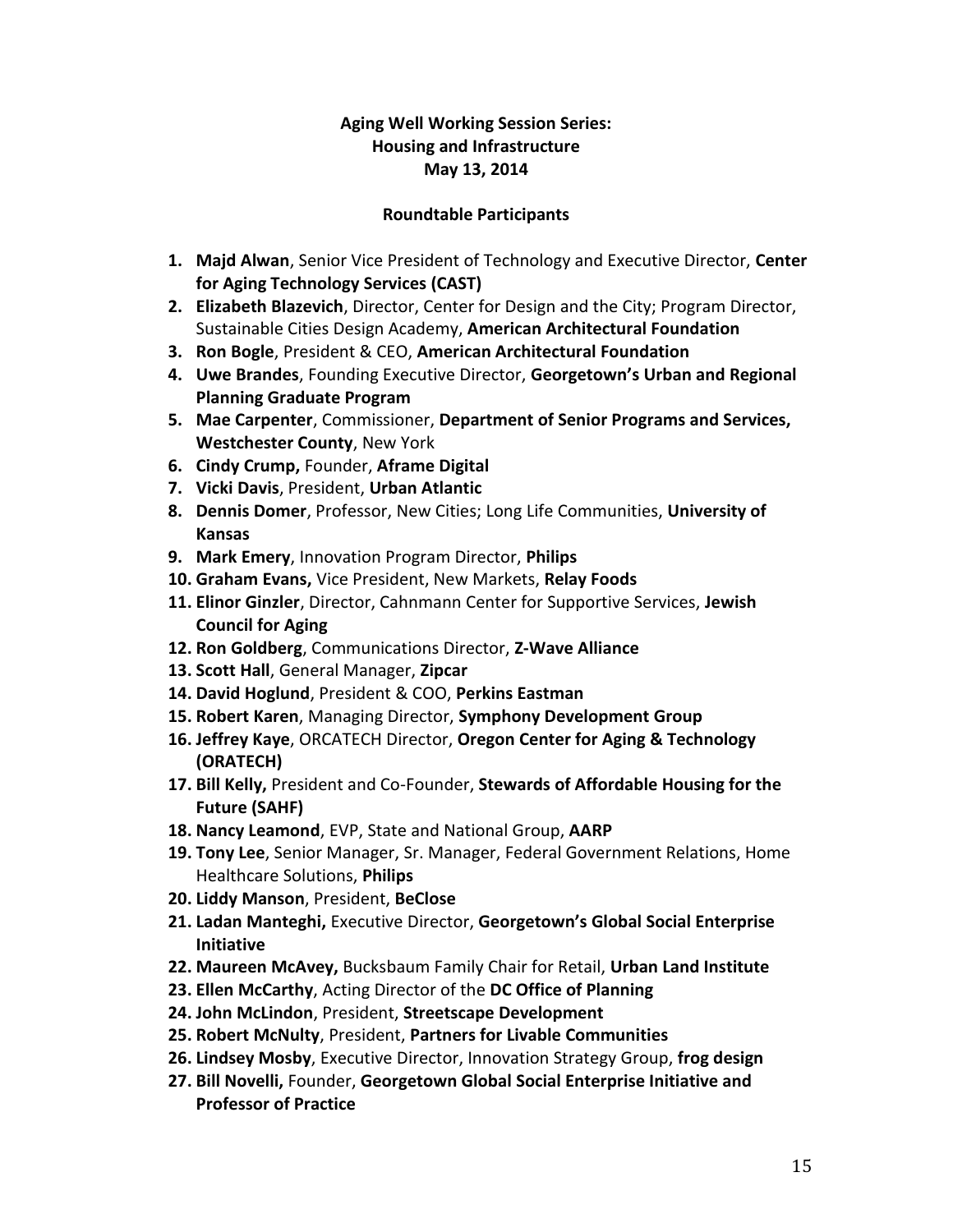**Aging Well Working Session Series:**
**Housing and Infrastructure**
**May 13, 2014**

**Roundtable Participants**

1. **Majd Alwan**, Senior Vice President of Technology and Executive Director, **Center for Aging Technology Services (CAST)**
2. **Elizabeth Blazevich**, Director, Center for Design and the City; Program Director, Sustainable Cities Design Academy, **American Architectural Foundation**
3. **Ron Bogle**, President & CEO, **American Architectural Foundation**
4. **Uwe Brandes**, Founding Executive Director, **Georgetown's Urban and Regional Planning Graduate Program**
5. **Mae Carpenter**, Commissioner, **Department of Senior Programs and Services, Westchester County**, New York
6. **Cindy Crump,** Founder, **Aframe Digital**
7. **Vicki Davis**, President, **Urban Atlantic**
8. **Dennis Domer**, Professor, New Cities; Long Life Communities, **University of Kansas**
9. **Mark Emery**, Innovation Program Director, **Philips**
10. **Graham Evans,** Vice President, New Markets, **Relay Foods**
11. **Elinor Ginzler**, Director, Cahnmann Center for Supportive Services, **Jewish Council for Aging**
12. **Ron Goldberg**, Communications Director, **Z-Wave Alliance**
13. **Scott Hall**, General Manager, **Zipcar**
14. **David Hoglund**, President & COO, **Perkins Eastman**
15. **Robert Karen**, Managing Director, **Symphony Development Group**
16. **Jeffrey Kaye**, ORCATECH Director, **Oregon Center for Aging & Technology (ORATECH)**
17. **Bill Kelly,** President and Co-Founder, **Stewards of Affordable Housing for the Future (SAHF)**
18. **Nancy Leamond**, EVP, State and National Group, **AARP**
19. **Tony Lee**, Senior Manager, Sr. Manager, Federal Government Relations, Home Healthcare Solutions, **Philips**
20. **Liddy Manson**, President, **BeClose**
21. **Ladan Manteghi,** Executive Director, **Georgetown's Global Social Enterprise Initiative**
22. **Maureen McAvey,** Bucksbaum Family Chair for Retail, **Urban Land Institute**
23. **Ellen McCarthy**, Acting Director of the **DC Office of Planning**
24. **John McLindon**, President, **Streetscape Development**
25. **Robert McNulty**, President, **Partners for Livable Communities**
26. **Lindsey Mosby**, Executive Director, Innovation Strategy Group, **frog design**
27. **Bill Novelli,** Founder, **Georgetown Global Social Enterprise Initiative and Professor of Practice**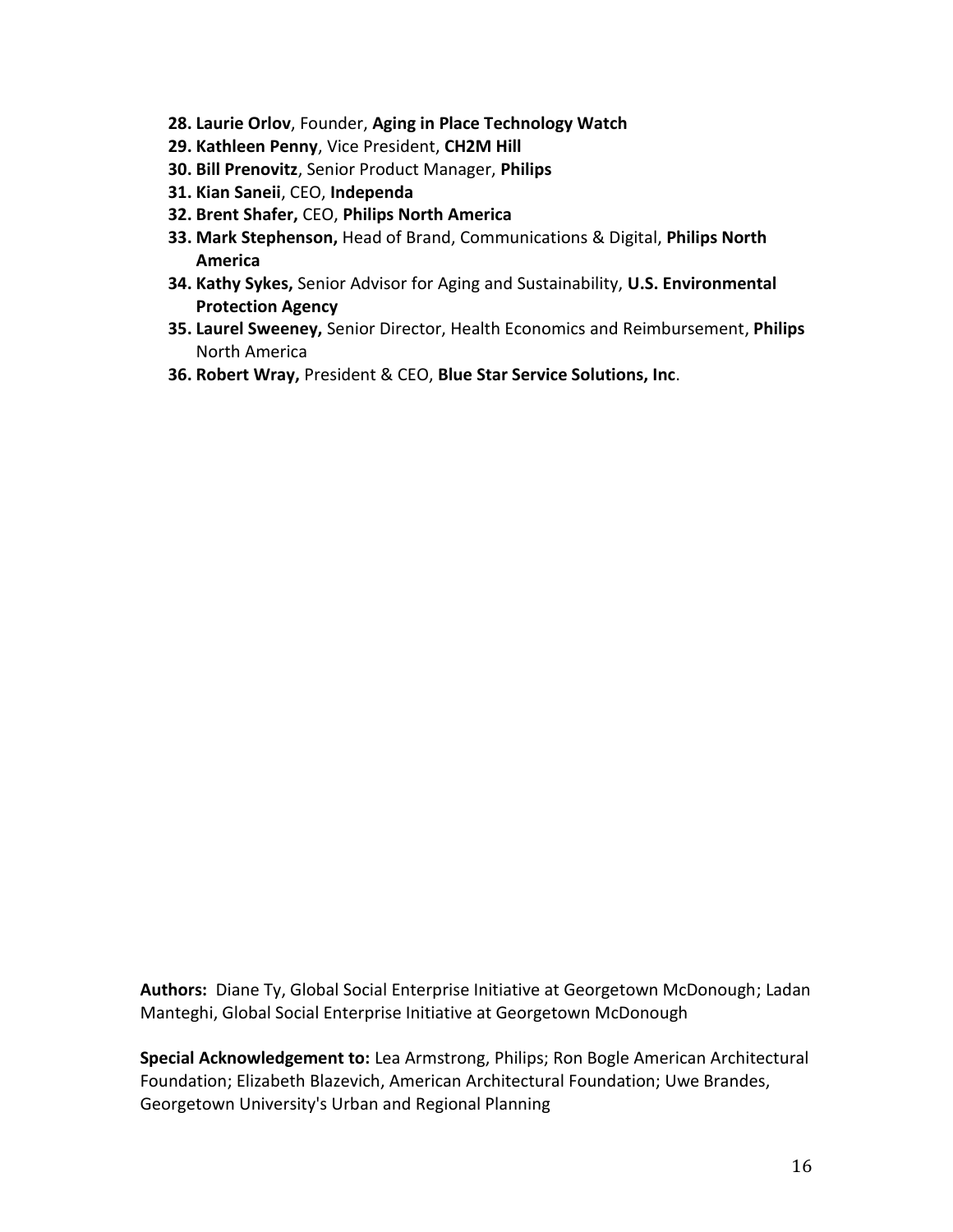28. **Laurie Orlov**, Founder, **Aging in Place Technology Watch**
29. **Kathleen Penny**, Vice President, **CH2M Hill**
30. **Bill Prenovitz**, Senior Product Manager, **Philips**
31. **Kian Saneii**, CEO, **Independa**
32. **Brent Shafer,** CEO, **Philips North America**
33. **Mark Stephenson,** Head of Brand, Communications & Digital, **Philips North America**
34. **Kathy Sykes,** Senior Advisor for Aging and Sustainability, **U.S. Environmental Protection Agency**
35. **Laurel Sweeney,** Senior Director, Health Economics and Reimbursement, **Philips** North America
36. **Robert Wray,** President & CEO, **Blue Star Service Solutions, Inc**.

**Authors:** Diane Ty, Global Social Enterprise Initiative at Georgetown McDonough; Ladan Manteghi, Global Social Enterprise Initiative at Georgetown McDonough

**Special Acknowledgement to:** Lea Armstrong, Philips; Ron Bogle American Architectural Foundation; Elizabeth Blazevich, American Architectural Foundation; Uwe Brandes, Georgetown University's Urban and Regional Planning